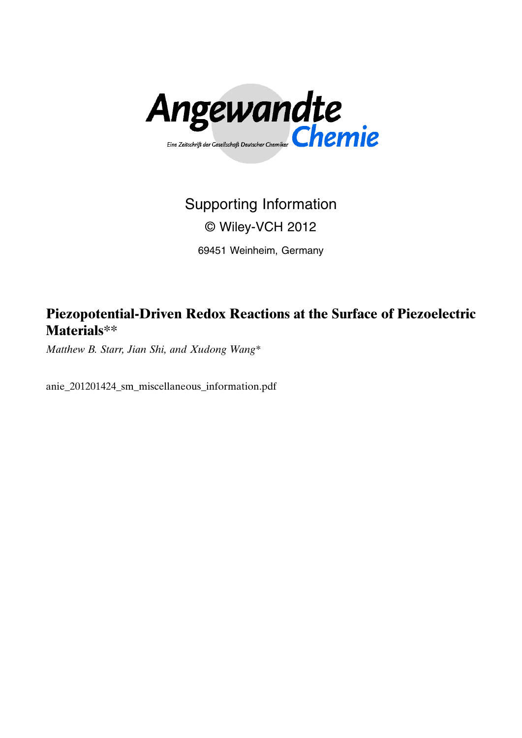Angewandte

Eine Zeitschrift der Gesellschaft Deutscher Chemiker Chemie

Supporting Information

© Wiley-VCH 2012

69451 Weinheim, Germany

# Piezopotential-Driven Redox Reactions at the Surface of Piezoelectric Materials**

*Matthew B. Starr, Jian Shi, and Xudong Wang**

anie_201201424_sm_miscellaneous_information.pdf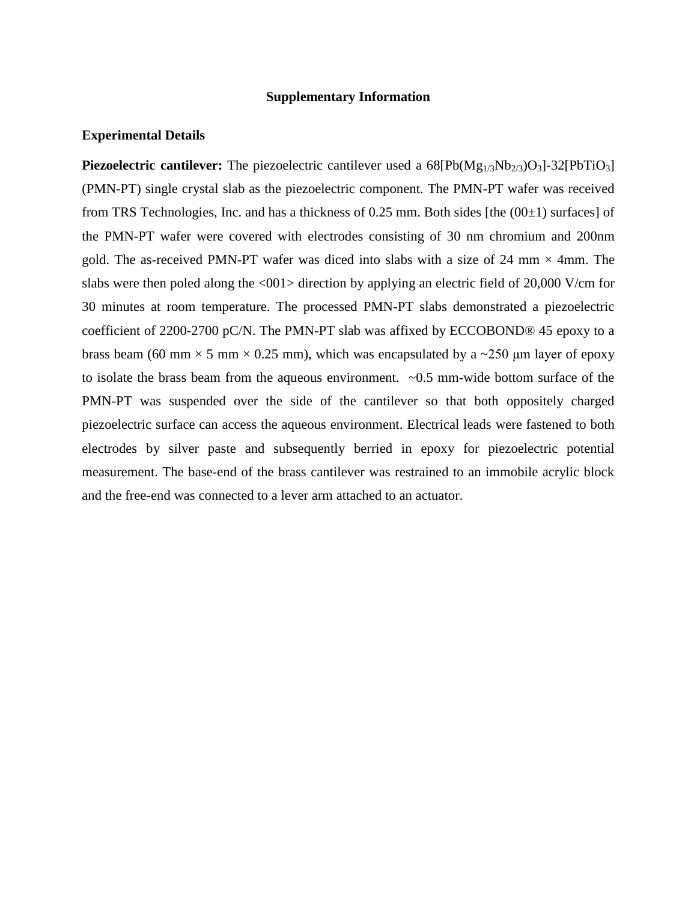# Supplementary Information

## Experimental Details

**Piezoelectric cantilever:** The piezoelectric cantilever used a 68[$Pb(Mg_{1/3}Nb_{2/3})O_3$]-32[$PbTiO_3$] (PMN-PT) single crystal slab as the piezoelectric component. The PMN-PT wafer was received from TRS Technologies, Inc. and has a thickness of 0.25 mm. Both sides [the (00±1) surfaces] of the PMN-PT wafer were covered with electrodes consisting of 30 nm chromium and 200nm gold. The as-received PMN-PT wafer was diced into slabs with a size of 24 mm × 4mm. The slabs were then poled along the <001> direction by applying an electric field of 20,000 V/cm for 30 minutes at room temperature. The processed PMN-PT slabs demonstrated a piezoelectric coefficient of 2200-2700 pC/N. The PMN-PT slab was affixed by ECCOBOND® 45 epoxy to a brass beam (60 mm × 5 mm × 0.25 mm), which was encapsulated by a ~250 μm layer of epoxy to isolate the brass beam from the aqueous environment. ~0.5 mm-wide bottom surface of the PMN-PT was suspended over the side of the cantilever so that both oppositely charged piezoelectric surface can access the aqueous environment. Electrical leads were fastened to both electrodes by silver paste and subsequently berried in epoxy for piezoelectric potential measurement. The base-end of the brass cantilever was restrained to an immobile acrylic block and the free-end was connected to a lever arm attached to an actuator.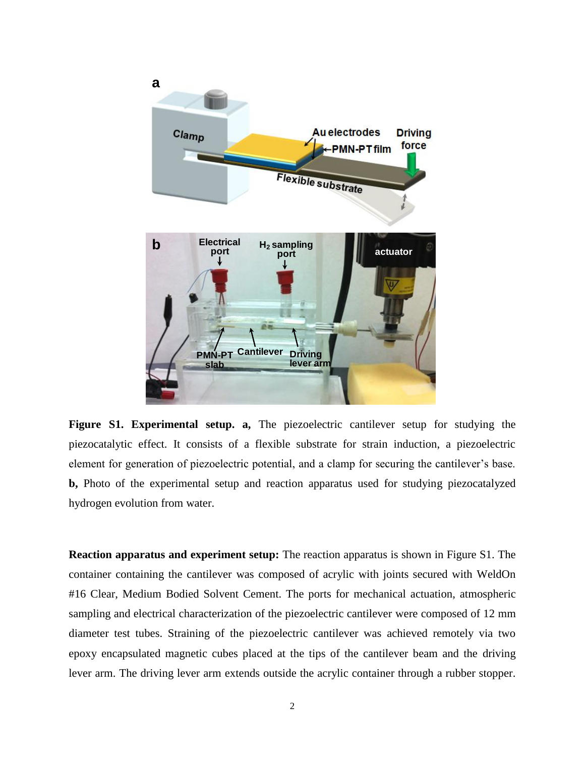**Figure S1. Experimental setup. a,** The piezoelectric cantilever setup for studying the piezocatalytic effect. It consists of a flexible substrate for strain induction, a piezoelectric element for generation of piezoelectric potential, and a clamp for securing the cantilever's base. **b,** Photo of the experimental setup and reaction apparatus used for studying piezocatalyzed hydrogen evolution from water.

**Reaction apparatus and experiment setup:** The reaction apparatus is shown in Figure S1. The container containing the cantilever was composed of acrylic with joints secured with WeldOn #16 Clear, Medium Bodied Solvent Cement. The ports for mechanical actuation, atmospheric sampling and electrical characterization of the piezoelectric cantilever were composed of 12 mm diameter test tubes. Straining of the piezoelectric cantilever was achieved remotely via two epoxy encapsulated magnetic cubes placed at the tips of the cantilever beam and the driving lever arm. The driving lever arm extends outside the acrylic container through a rubber stopper.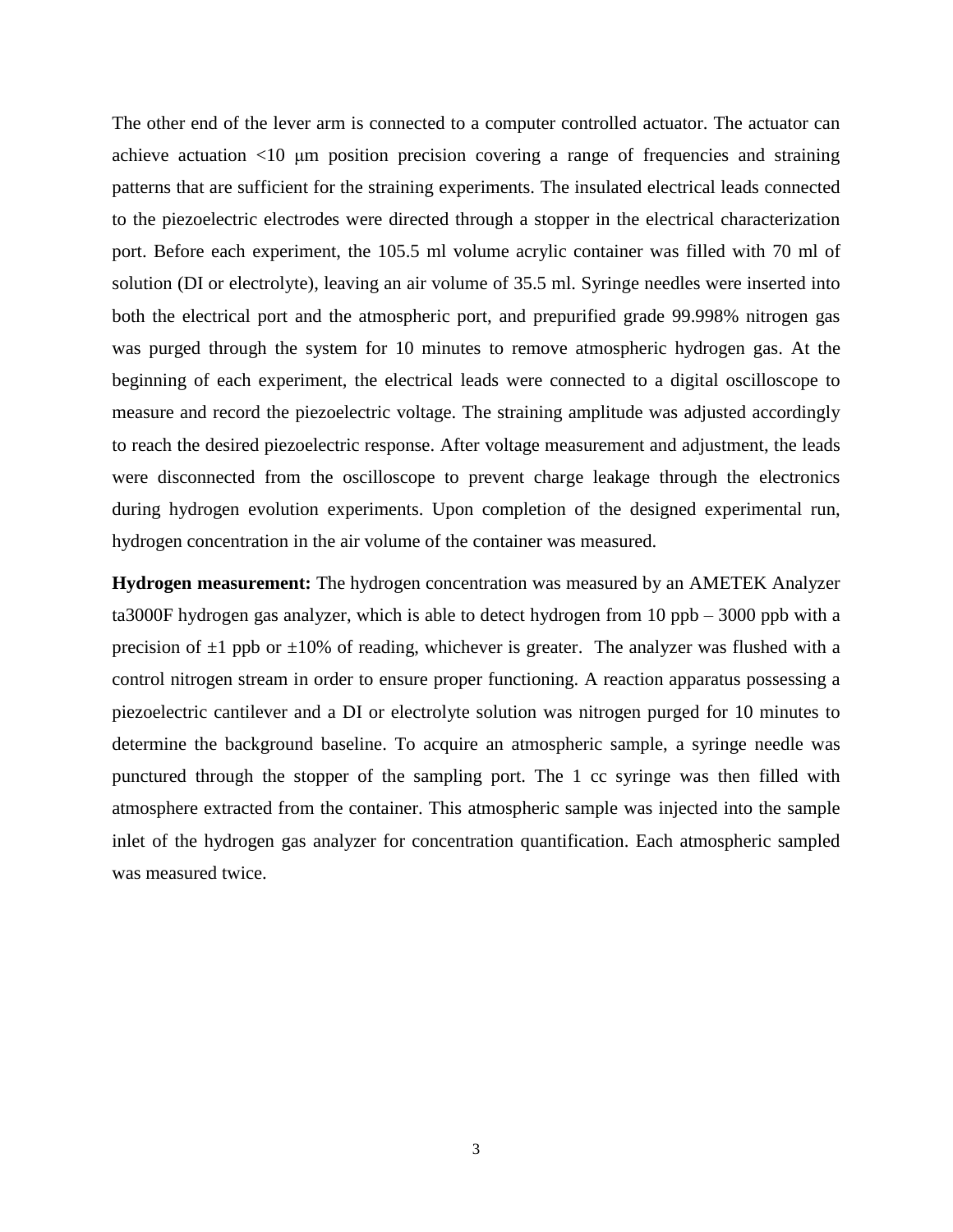The other end of the lever arm is connected to a computer controlled actuator. The actuator can achieve actuation <10 μm position precision covering a range of frequencies and straining patterns that are sufficient for the straining experiments. The insulated electrical leads connected to the piezoelectric electrodes were directed through a stopper in the electrical characterization port. Before each experiment, the 105.5 ml volume acrylic container was filled with 70 ml of solution (DI or electrolyte), leaving an air volume of 35.5 ml. Syringe needles were inserted into both the electrical port and the atmospheric port, and prepurified grade 99.998% nitrogen gas was purged through the system for 10 minutes to remove atmospheric hydrogen gas. At the beginning of each experiment, the electrical leads were connected to a digital oscilloscope to measure and record the piezoelectric voltage. The straining amplitude was adjusted accordingly to reach the desired piezoelectric response. After voltage measurement and adjustment, the leads were disconnected from the oscilloscope to prevent charge leakage through the electronics during hydrogen evolution experiments. Upon completion of the designed experimental run, hydrogen concentration in the air volume of the container was measured.

**Hydrogen measurement:** The hydrogen concentration was measured by an AMETEK Analyzer ta3000F hydrogen gas analyzer, which is able to detect hydrogen from 10 ppb – 3000 ppb with a precision of ±1 ppb or ±10% of reading, whichever is greater. The analyzer was flushed with a control nitrogen stream in order to ensure proper functioning. A reaction apparatus possessing a piezoelectric cantilever and a DI or electrolyte solution was nitrogen purged for 10 minutes to determine the background baseline. To acquire an atmospheric sample, a syringe needle was punctured through the stopper of the sampling port. The 1 cc syringe was then filled with atmosphere extracted from the container. This atmospheric sample was injected into the sample inlet of the hydrogen gas analyzer for concentration quantification. Each atmospheric sampled was measured twice.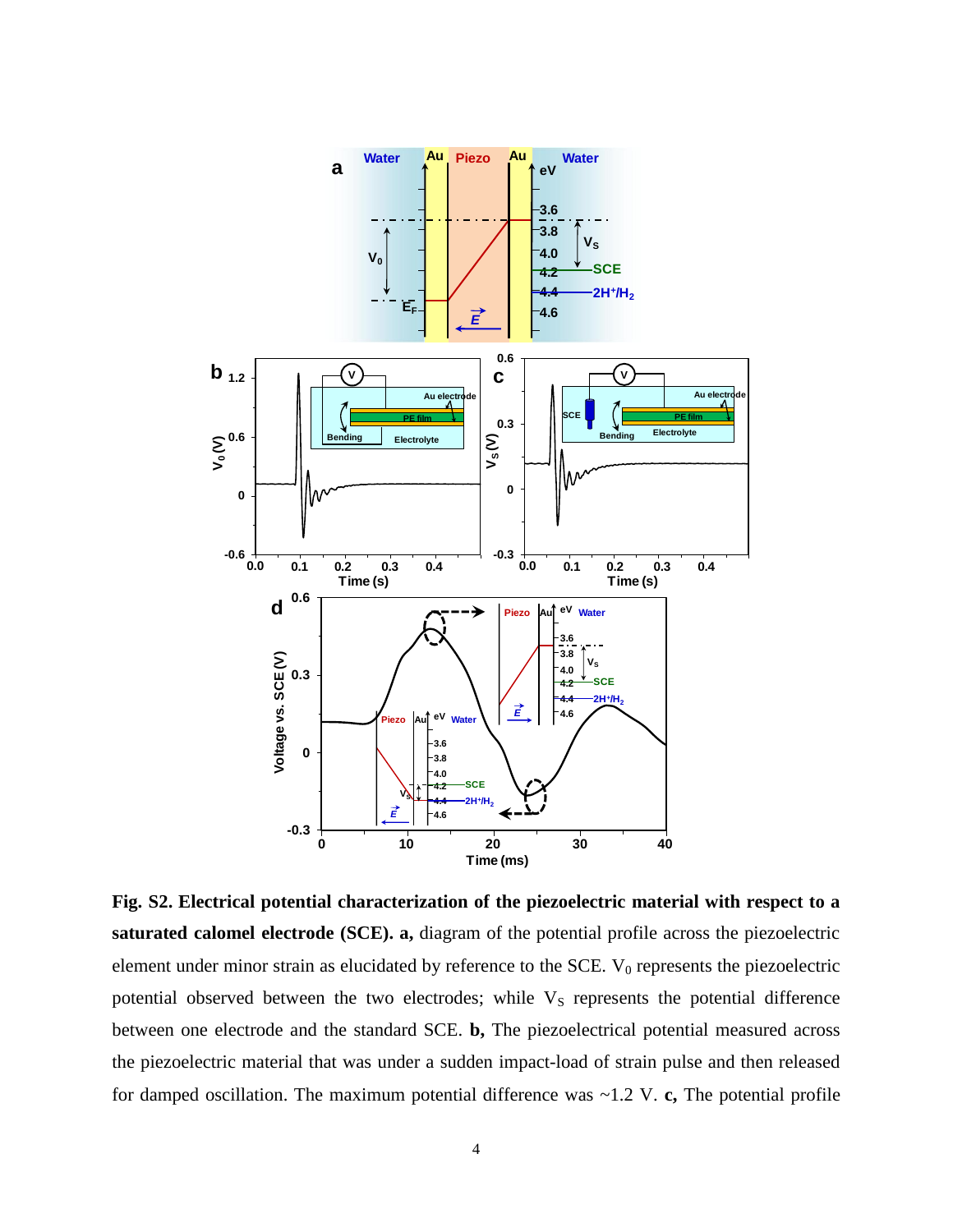**Fig. S2. Electrical potential characterization of the piezoelectric material with respect to a saturated calomel electrode (SCE). a,** diagram of the potential profile across the piezoelectric element under minor strain as elucidated by reference to the SCE. $V_0$ represents the piezoelectric potential observed between the two electrodes; while $V_S$ represents the potential difference between one electrode and the standard SCE. **b,** The piezoelectrical potential measured across the piezoelectric material that was under a sudden impact-load of strain pulse and then released for damped oscillation. The maximum potential difference was ~1.2 V. **c,** The potential profile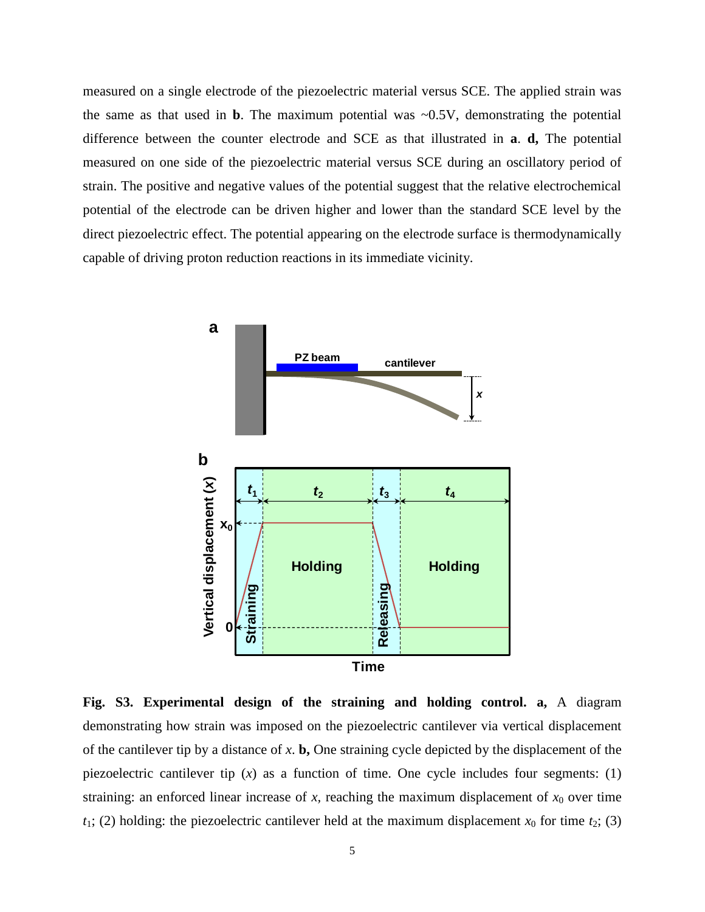measured on a single electrode of the piezoelectric material versus SCE. The applied strain was the same as that used in **b**. The maximum potential was ~0.5V, demonstrating the potential difference between the counter electrode and SCE as that illustrated in **a**. **d,** The potential measured on one side of the piezoelectric material versus SCE during an oscillatory period of strain. The positive and negative values of the potential suggest that the relative electrochemical potential of the electrode can be driven higher and lower than the standard SCE level by the direct piezoelectric effect. The potential appearing on the electrode surface is thermodynamically capable of driving proton reduction reactions in its immediate vicinity.

**Fig. S3. Experimental design of the straining and holding control. a,** A diagram demonstrating how strain was imposed on the piezoelectric cantilever via vertical displacement of the cantilever tip by a distance of $x$. **b,** One straining cycle depicted by the displacement of the piezoelectric cantilever tip ($x$) as a function of time. One cycle includes four segments: (1) straining: an enforced linear increase of $x$, reaching the maximum displacement of $x_0$ over time $t_1$; (2) holding: the piezoelectric cantilever held at the maximum displacement $x_0$ for time $t_2$; (3)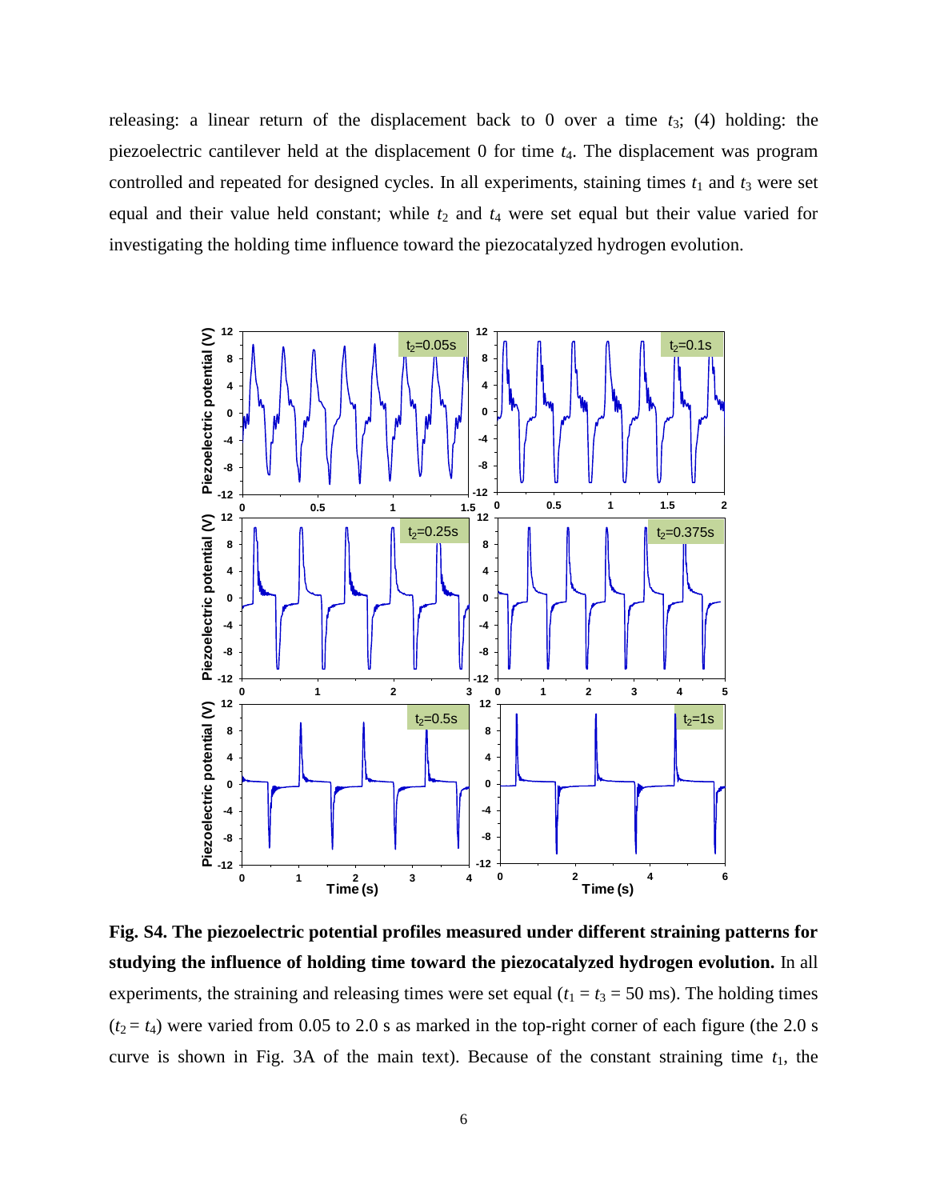releasing: a linear return of the displacement back to 0 over a time $t_3$; (4) holding: the piezoelectric cantilever held at the displacement 0 for time $t_4$. The displacement was program controlled and repeated for designed cycles. In all experiments, staining times $t_1$ and $t_3$ were set equal and their value held constant; while $t_2$ and $t_4$ were set equal but their value varied for investigating the holding time influence toward the piezocatalyzed hydrogen evolution.

**Fig. S4. The piezoelectric potential profiles measured under different straining patterns for studying the influence of holding time toward the piezocatalyzed hydrogen evolution.** In all experiments, the straining and releasing times were set equal ($t_1 = t_3 = 50$ ms). The holding times ($t_2 = t_4$) were varied from 0.05 to 2.0 s as marked in the top-right corner of each figure (the 2.0 s curve is shown in Fig. 3A of the main text). Because of the constant straining time $t_1$, the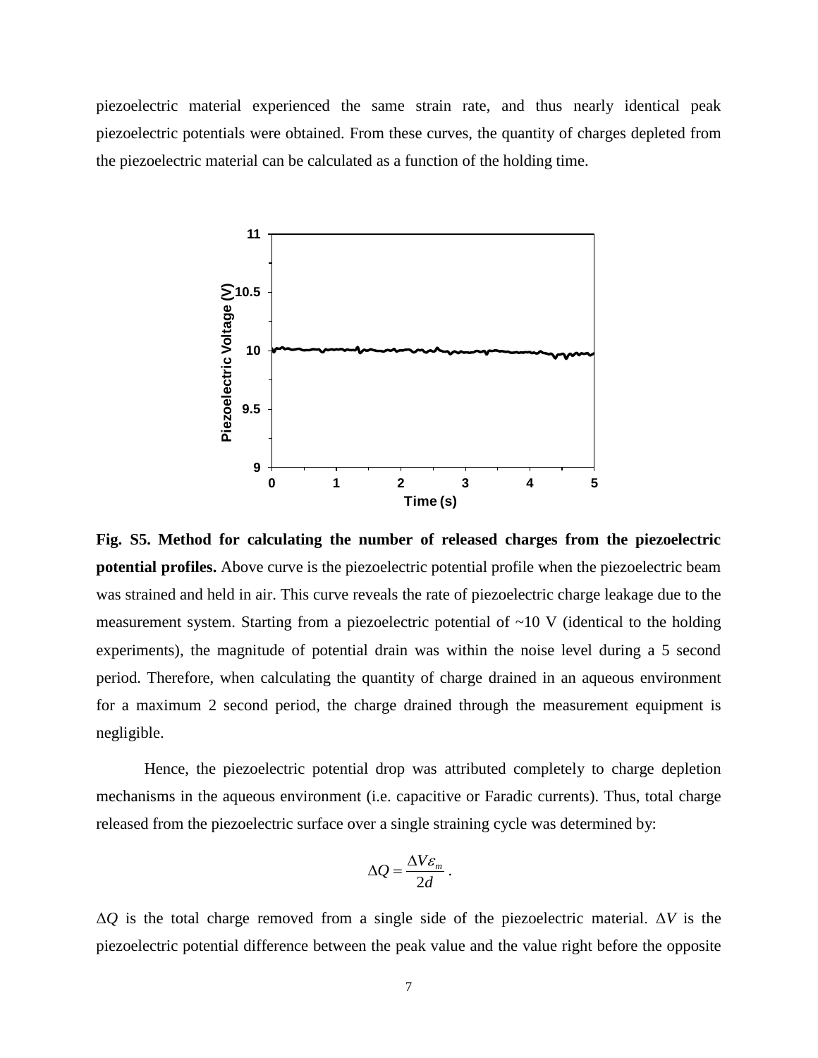piezoelectric material experienced the same strain rate, and thus nearly identical peak piezoelectric potentials were obtained. From these curves, the quantity of charges depleted from the piezoelectric material can be calculated as a function of the holding time.

**Fig. S5. Method for calculating the number of released charges from the piezoelectric potential profiles.** Above curve is the piezoelectric potential profile when the piezoelectric beam was strained and held in air. This curve reveals the rate of piezoelectric charge leakage due to the measurement system. Starting from a piezoelectric potential of ~10 V (identical to the holding experiments), the magnitude of potential drain was within the noise level during a 5 second period. Therefore, when calculating the quantity of charge drained in an aqueous environment for a maximum 2 second period, the charge drained through the measurement equipment is negligible.

Hence, the piezoelectric potential drop was attributed completely to charge depletion mechanisms in the aqueous environment (i.e. capacitive or Faradic currents). Thus, total charge released from the piezoelectric surface over a single straining cycle was determined by:

$$\Delta Q = \frac{\Delta V \varepsilon_m}{2d}.$$

$\Delta Q$ is the total charge removed from a single side of the piezoelectric material. $\Delta V$ is the piezoelectric potential difference between the peak value and the value right before the opposite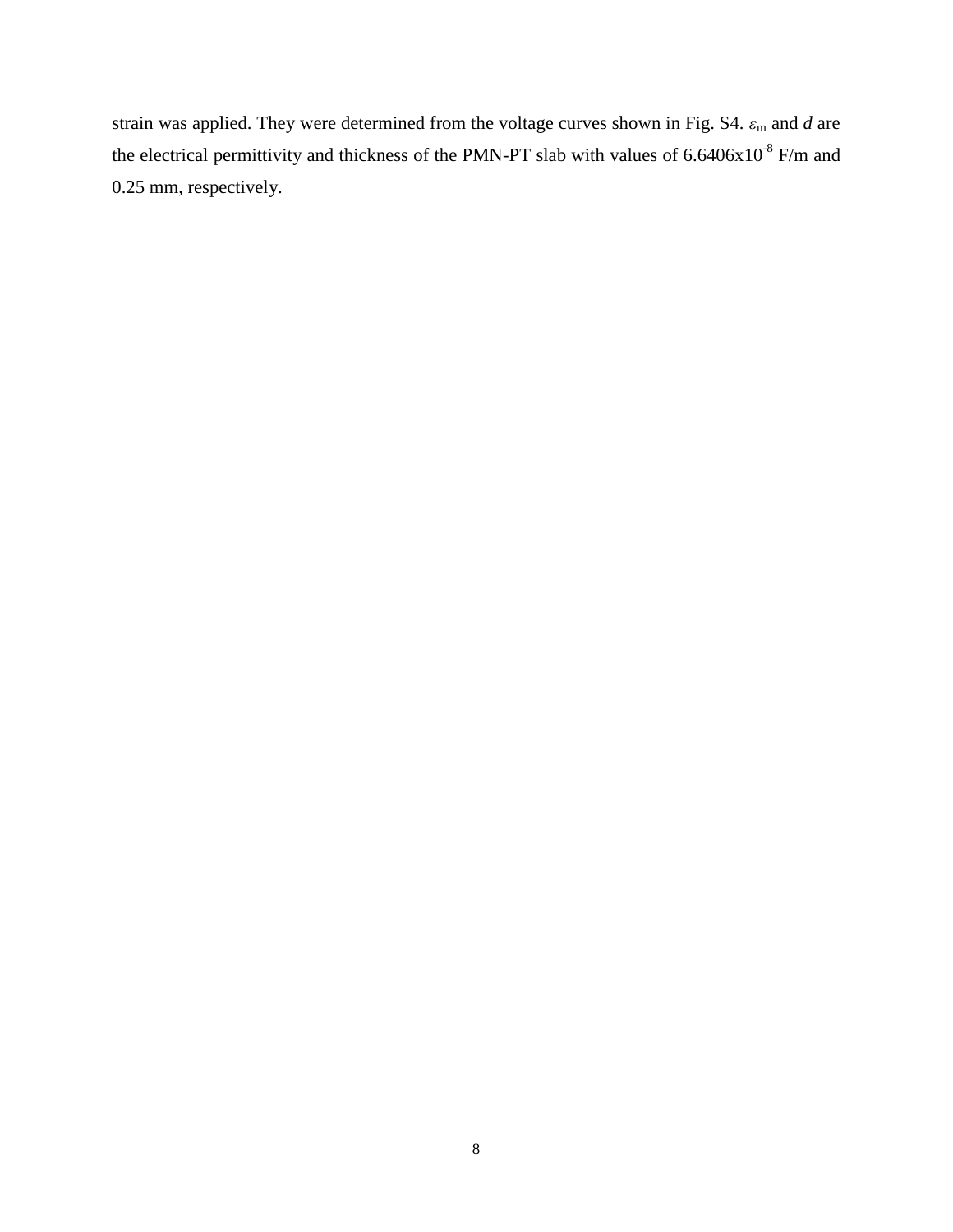strain was applied. They were determined from the voltage curves shown in Fig. S4. $\varepsilon_m$ and $d$ are the electrical permittivity and thickness of the PMN-PT slab with values of $6.6406 \times 10^{-8}$ F/m and 0.25 mm, respectively.